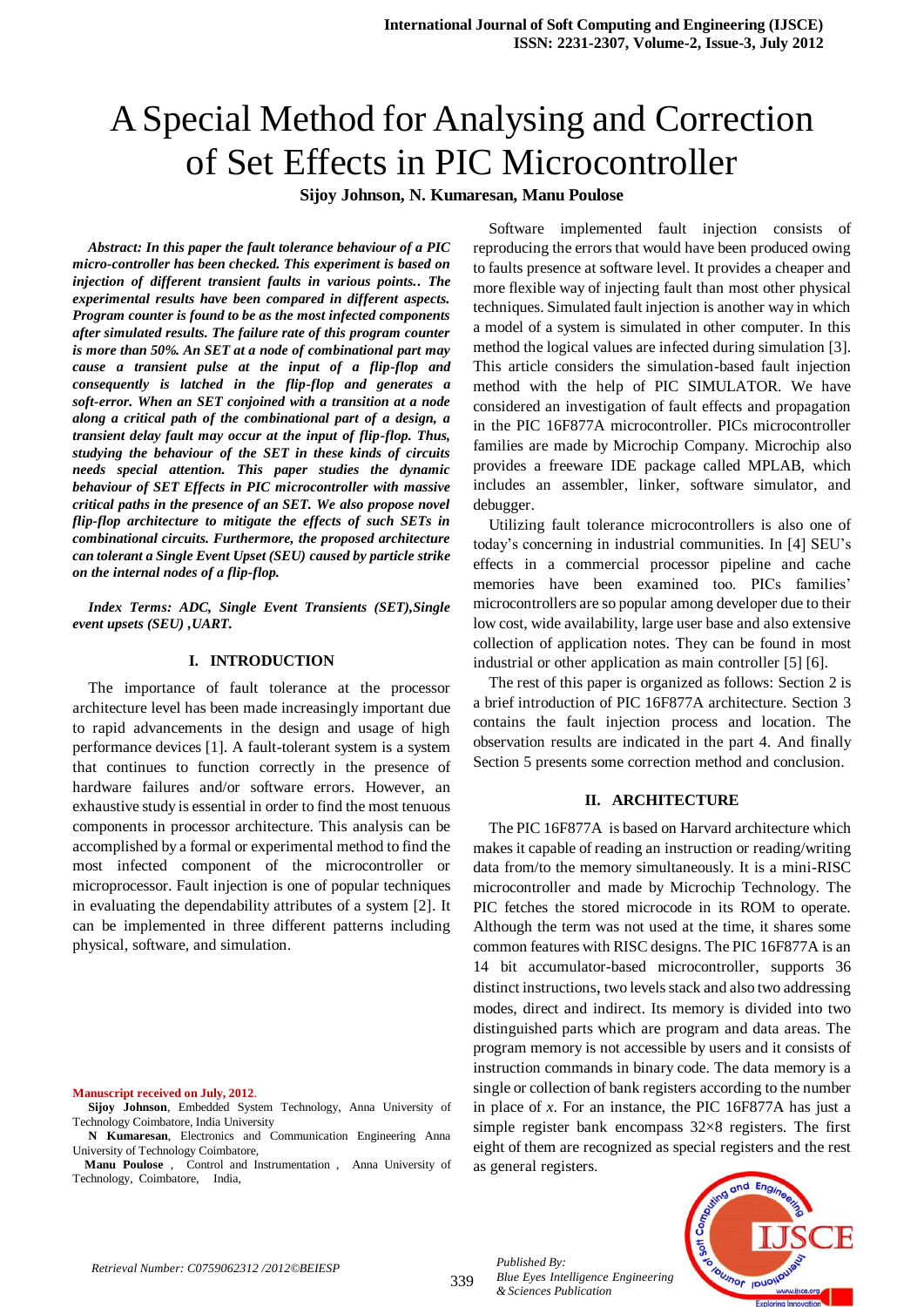# A Special Method for Analysing and Correction of Set Effects in PIC Microcontroller

**Sijoy Johnson, N. Kumaresan, Manu Poulose**

***Abstract: In this paper the fault tolerance behaviour of a PIC micro-controller has been checked. This experiment is based on injection of different transient faults in various points.. The experimental results have been compared in different aspects. Program counter is found to be as the most infected components after simulated results. The failure rate of this program counter is more than 50%. An SET at a node of combinational part may cause a transient pulse at the input of a flip-flop and consequently is latched in the flip-flop and generates a soft-error. When an SET conjoined with a transition at a node along a critical path of the combinational part of a design, a transient delay fault may occur at the input of flip-flop. Thus, studying the behaviour of the SET in these kinds of circuits needs special attention. This paper studies the dynamic behaviour of SET Effects in PIC microcontroller with massive critical paths in the presence of an SET. We also propose novel flip-flop architecture to mitigate the effects of such SETs in combinational circuits. Furthermore, the proposed architecture can tolerant a Single Event Upset (SEU) caused by particle strike on the internal nodes of a flip-flop.***

***Index Terms: ADC, Single Event Transients (SET),Single event upsets (SEU) ,UART.***

## I. INTRODUCTION

The importance of fault tolerance at the processor architecture level has been made increasingly important due to rapid advancements in the design and usage of high performance devices [1]. A fault-tolerant system is a system that continues to function correctly in the presence of hardware failures and/or software errors. However, an exhaustive study is essential in order to find the most tenuous components in processor architecture. This analysis can be accomplished by a formal or experimental method to find the most infected component of the microcontroller or microprocessor. Fault injection is one of popular techniques in evaluating the dependability attributes of a system [2]. It can be implemented in three different patterns including physical, software, and simulation.

Software implemented fault injection consists of reproducing the errors that would have been produced owing to faults presence at software level. It provides a cheaper and more flexible way of injecting fault than most other physical techniques. Simulated fault injection is another way in which a model of a system is simulated in other computer. In this method the logical values are infected during simulation [3]. This article considers the simulation-based fault injection method with the help of PIC SIMULATOR. We have considered an investigation of fault effects and propagation in the PIC 16F877A microcontroller. PICs microcontroller families are made by Microchip Company. Microchip also provides a freeware IDE package called MPLAB, which includes an assembler, linker, software simulator, and debugger.

Utilizing fault tolerance microcontrollers is also one of today's concerning in industrial communities. In [4] SEU's effects in a commercial processor pipeline and cache memories have been examined too. PICs families' microcontrollers are so popular among developer due to their low cost, wide availability, large user base and also extensive collection of application notes. They can be found in most industrial or other application as main controller [5] [6].

The rest of this paper is organized as follows: Section 2 is a brief introduction of PIC 16F877A architecture. Section 3 contains the fault injection process and location. The observation results are indicated in the part 4. And finally Section 5 presents some correction method and conclusion.

## II. ARCHITECTURE

The PIC 16F877A is based on Harvard architecture which makes it capable of reading an instruction or reading/writing data from/to the memory simultaneously. It is a mini-RISC microcontroller and made by Microchip Technology. The PIC fetches the stored microcode in its ROM to operate. Although the term was not used at the time, it shares some common features with RISC designs. The PIC 16F877A is an 14 bit accumulator-based microcontroller, supports 36 distinct instructions, two levels stack and also two addressing modes, direct and indirect. Its memory is divided into two distinguished parts which are program and data areas. The program memory is not accessible by users and it consists of instruction commands in binary code. The data memory is a single or collection of bank registers according to the number in place of *x*. For an instance, the PIC 16F877A has just a simple register bank encompass 32×8 registers. The first eight of them are recognized as special registers and the rest as general registers.

**Manuscript received on July, 2012.**

**Sijoy Johnson**, Embedded System Technology, Anna University of Technology Coimbatore, India University

**N Kumaresan**, Electronics and Communication Engineering Anna University of Technology Coimbatore,

**Manu Poulose** , Control and Instrumentation , Anna University of Technology, Coimbatore, India,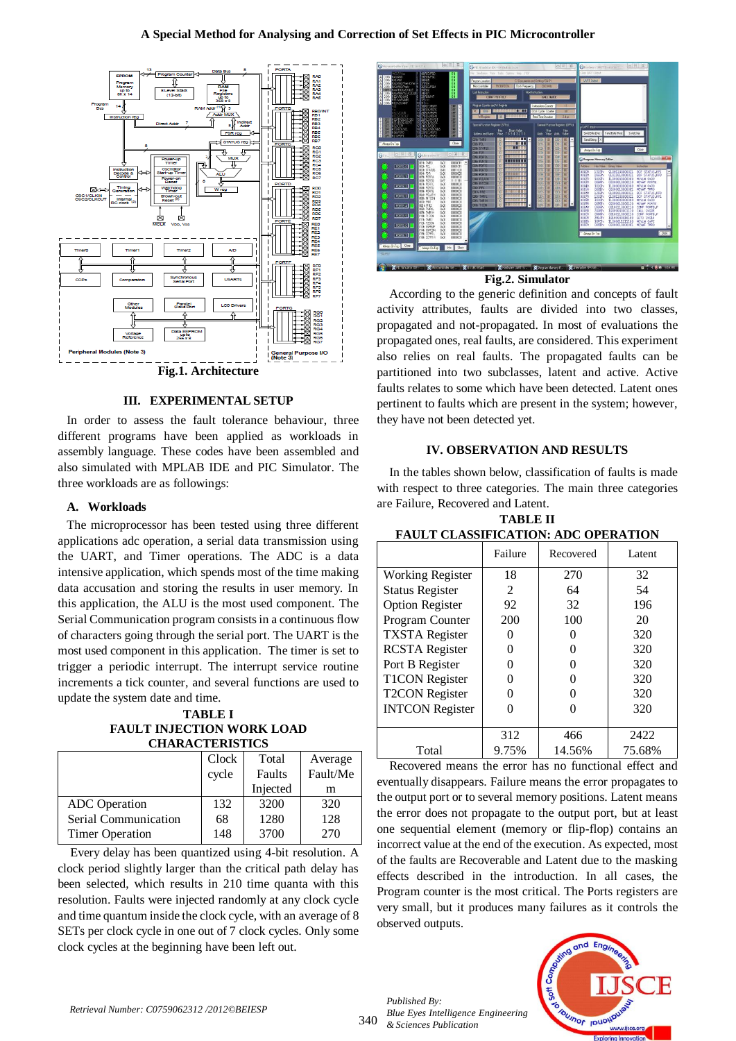Fig.1. Architecture

## III. EXPERIMENTAL SETUP

In order to assess the fault tolerance behaviour, three different programs have been applied as workloads in assembly language. These codes have been assembled and also simulated with MPLAB IDE and PIC Simulator. The three workloads are as followings:

### A. Workloads

The microprocessor has been tested using three different applications adc operation, a serial data transmission using the UART, and Timer operations. The ADC is a data intensive application, which spends most of the time making data accusation and storing the results in user memory. In this application, the ALU is the most used component. The Serial Communication program consists in a continuous flow of characters going through the serial port. The UART is the most used component in this application. The timer is set to trigger a periodic interrupt. The interrupt service routine increments a tick counter, and several functions are used to update the system date and time.

**TABLE I**
**FAULT INJECTION WORK LOAD CHARACTERISTICS**

| | Clock cycle | Total Faults Injected | Average Fault/Mem |
|---|---|---|---|
| ADC Operation | 132 | 3200 | 320 |
| Serial Communication | 68 | 1280 | 128 |
| Timer Operation | 148 | 3700 | 270 |

Every delay has been quantized using 4-bit resolution. A clock period slightly larger than the critical path delay has been selected, which results in 210 time quanta with this resolution. Faults were injected randomly at any clock cycle and time quantum inside the clock cycle, with an average of 8 SETs per clock cycle in one out of 7 clock cycles. Only some clock cycles at the beginning have been left out.

Fig.2. Simulator

According to the generic definition and concepts of fault activity attributes, faults are divided into two classes, propagated and not-propagated. In most of evaluations the propagated ones, real faults, are considered. This experiment also relies on real faults. The propagated faults can be partitioned into two subclasses, latent and active. Active faults relates to some which have been detected. Latent ones pertinent to faults which are present in the system; however, they have not been detected yet.

## IV. OBSERVATION AND RESULTS

In the tables shown below, classification of faults is made with respect to three categories. The main three categories are Failure, Recovered and Latent.

**TABLE II**
**FAULT CLASSIFICATION: ADC OPERATION**

| | Failure | Recovered | Latent |
|---|---|---|---|
| Working Register | 18 | 270 | 32 |
| Status Register | 2 | 64 | 54 |
| Option Register | 92 | 32 | 196 |
| Program Counter | 200 | 100 | 20 |
| TXSTA Register | 0 | 0 | 320 |
| RCSTA Register | 0 | 0 | 320 |
| Port B Register | 0 | 0 | 320 |
| T1CON Register | 0 | 0 | 320 |
| T2CON Register | 0 | 0 | 320 |
| INTCON Register | 0 | 0 | 320 |
| Total | 312<br>9.75% | 466<br>14.56% | 2422<br>75.68% |

Recovered means the error has no functional effect and eventually disappears. Failure means the error propagates to the output port or to several memory positions. Latent means the error does not propagate to the output port, but at least one sequential element (memory or flip-flop) contains an incorrect value at the end of the execution. As expected, most of the faults are Recoverable and Latent due to the masking effects described in the introduction. In all cases, the Program counter is the most critical. The Ports registers are very small, but it produces many failures as it controls the observed outputs.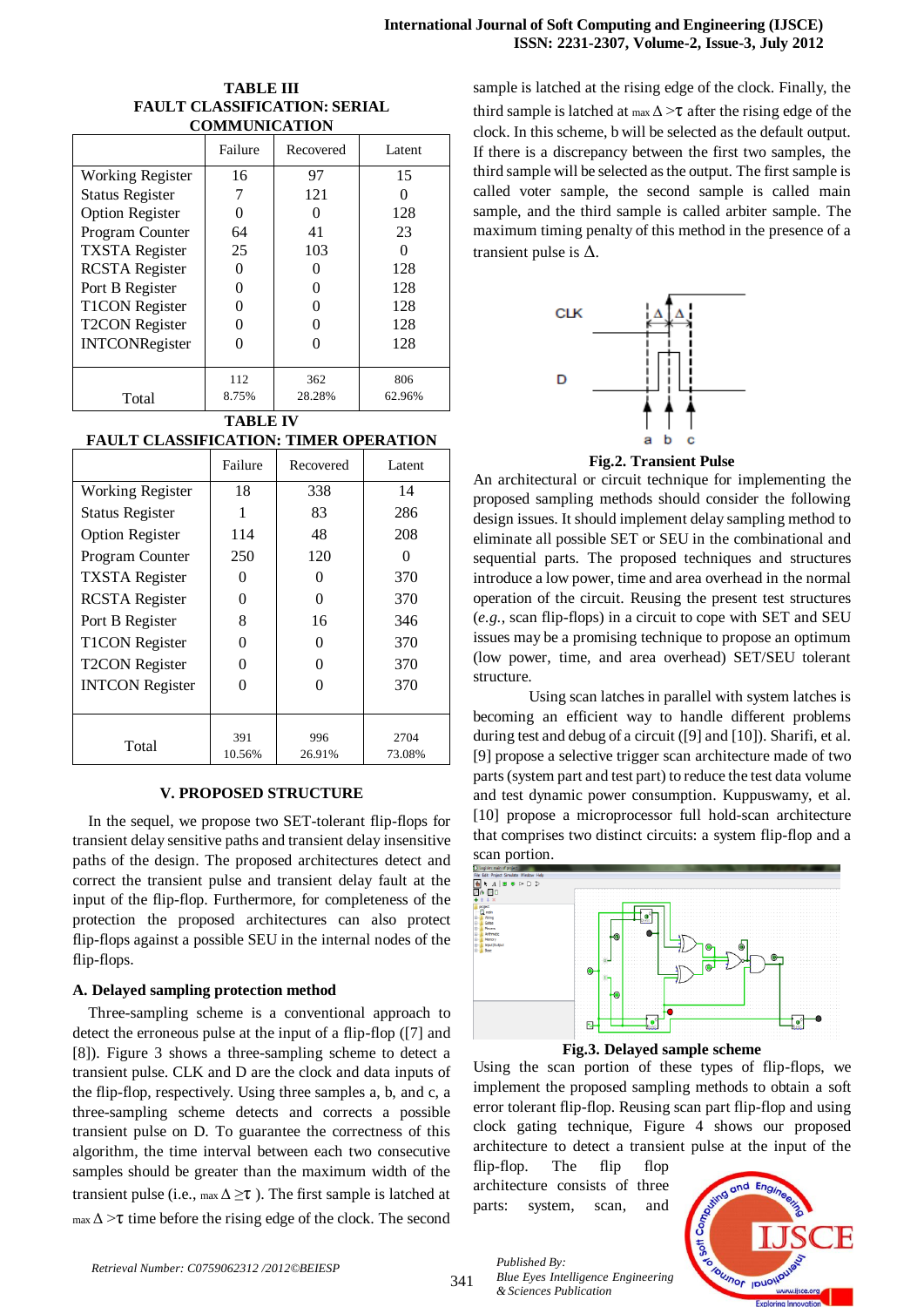**TABLE III**
**FAULT CLASSIFICATION: SERIAL COMMUNICATION**

| | Failure | Recovered | Latent |
|---|---|---|---|
| Working Register | 16 | 97 | 15 |
| Status Register | 7 | 121 | 0 |
| Option Register | 0 | 0 | 128 |
| Program Counter | 64 | 41 | 23 |
| TXSTA Register | 25 | 103 | 0 |
| RCSTA Register | 0 | 0 | 128 |
| Port B Register | 0 | 0 | 128 |
| T1CON Register | 0 | 0 | 128 |
| T2CON Register | 0 | 0 | 128 |
| INTCONRegister | 0 | 0 | 128 |
| Total | 112<br>8.75% | 362<br>28.28% | 806<br>62.96% |

**TABLE IV**
**FAULT CLASSIFICATION: TIMER OPERATION**

| | Failure | Recovered | Latent |
|---|---|---|---|
| Working Register | 18 | 338 | 14 |
| Status Register | 1 | 83 | 286 |
| Option Register | 114 | 48 | 208 |
| Program Counter | 250 | 120 | 0 |
| TXSTA Register | 0 | 0 | 370 |
| RCSTA Register | 0 | 0 | 370 |
| Port B Register | 8 | 16 | 346 |
| T1CON Register | 0 | 0 | 370 |
| T2CON Register | 0 | 0 | 370 |
| INTCON Register | 0 | 0 | 370 |
| Total | 391<br>10.56% | 996<br>26.91% | 2704<br>73.08% |

## V. PROPOSED STRUCTURE

In the sequel, we propose two SET-tolerant flip-flops for transient delay sensitive paths and transient delay insensitive paths of the design. The proposed architectures detect and correct the transient pulse and transient delay fault at the input of the flip-flop. Furthermore, for completeness of the protection the proposed architectures can also protect flip-flops against a possible SEU in the internal nodes of the flip-flops.

### A. Delayed sampling protection method

Three-sampling scheme is a conventional approach to detect the erroneous pulse at the input of a flip-flop ([7] and [8]). Figure 3 shows a three-sampling scheme to detect a transient pulse. CLK and D are the clock and data inputs of the flip-flop, respectively. Using three samples a, b, and c, a three-sampling scheme detects and corrects a possible transient pulse on D. To guarantee the correctness of this algorithm, the time interval between each two consecutive samples should be greater than the maximum width of the transient pulse (i.e., $_{max}\Delta \geq \tau$ ). The first sample is latched at $_{max}\Delta > \tau$ time before the rising edge of the clock. The second sample is latched at the rising edge of the clock. Finally, the third sample is latched at $_{max}\Delta > \tau$ after the rising edge of the clock. In this scheme, b will be selected as the default output. If there is a discrepancy between the first two samples, the third sample will be selected as the output. The first sample is called voter sample, the second sample is called main sample, and the third sample is called arbiter sample. The maximum timing penalty of this method in the presence of a transient pulse is $\Delta$.

**Fig.2. Transient Pulse**

An architectural or circuit technique for implementing the proposed sampling methods should consider the following design issues. It should implement delay sampling method to eliminate all possible SET or SEU in the combinational and sequential parts. The proposed techniques and structures introduce a low power, time and area overhead in the normal operation of the circuit. Reusing the present test structures (*e.g.*, scan flip-flops) in a circuit to cope with SET and SEU issues may be a promising technique to propose an optimum (low power, time, and area overhead) SET/SEU tolerant structure.

Using scan latches in parallel with system latches is becoming an efficient way to handle different problems during test and debug of a circuit ([9] and [10]). Sharifi, et al. [9] propose a selective trigger scan architecture made of two parts (system part and test part) to reduce the test data volume and test dynamic power consumption. Kuppuswamy, et al. [10] propose a microprocessor full hold-scan architecture that comprises two distinct circuits: a system flip-flop and a scan portion.

**Fig.3. Delayed sample scheme**

Using the scan portion of these types of flip-flops, we implement the proposed sampling methods to obtain a soft error tolerant flip-flop. Reusing scan part flip-flop and using clock gating technique, Figure 4 shows our proposed architecture to detect a transient pulse at the input of the flip-flop. The flip flop architecture consists of three parts: system, scan, and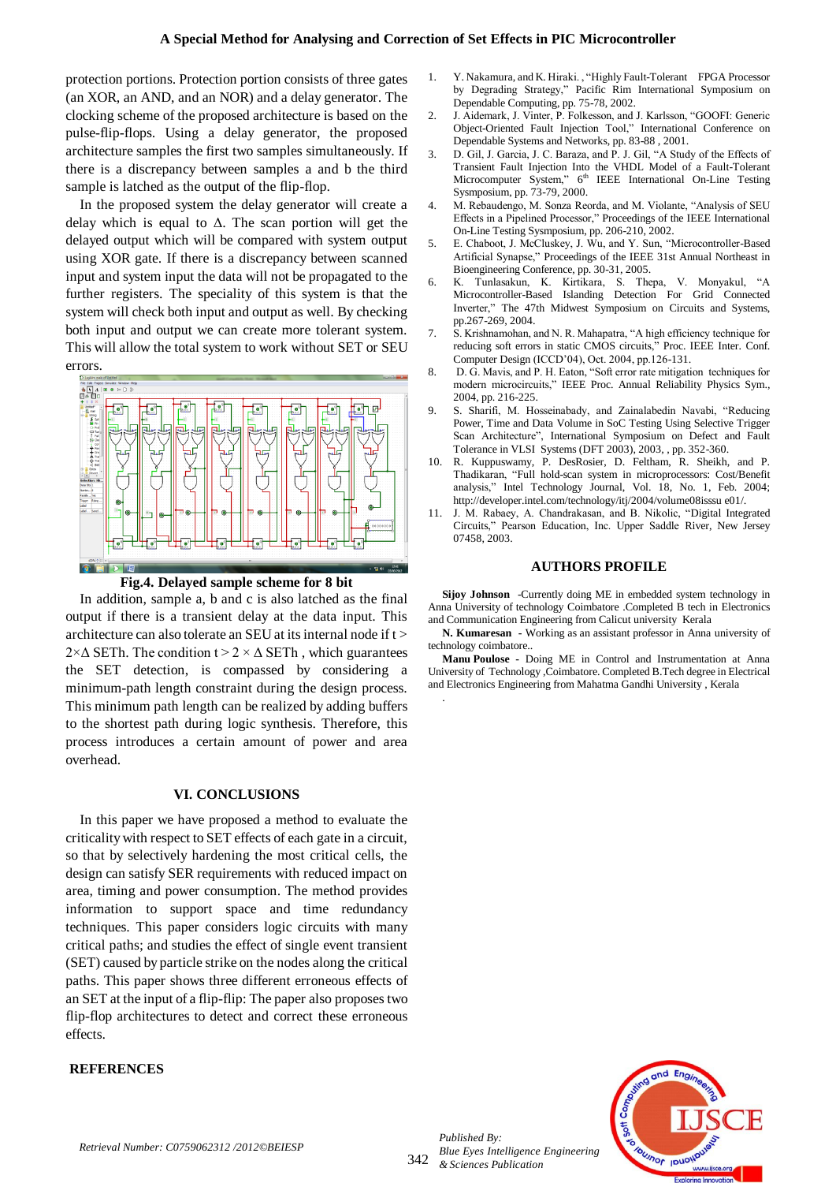protection portions. Protection portion consists of three gates (an XOR, an AND, and an NOR) and a delay generator. The clocking scheme of the proposed architecture is based on the pulse-flip-flops. Using a delay generator, the proposed architecture samples the first two samples simultaneously. If there is a discrepancy between samples a and b the third sample is latched as the output of the flip-flop.

In the proposed system the delay generator will create a delay which is equal to $\Delta$. The scan portion will get the delayed output which will be compared with system output using XOR gate. If there is a discrepancy between scanned input and system input the data will not be propagated to the further registers. The speciality of this system is that the system will check both input and output as well. By checking both input and output we can create more tolerant system. This will allow the total system to work without SET or SEU errors.

**Fig.4. Delayed sample scheme for 8 bit**

In addition, sample a, b and c is also latched as the final output if there is a transient delay at the data input. This architecture can also tolerate an SEU at its internal node if $t > 2\times\Delta$ SETh. The condition $t > 2 \times \Delta$ SETh , which guarantees the SET detection, is compassed by considering a minimum-path length constraint during the design process. This minimum path length can be realized by adding buffers to the shortest path during logic synthesis. Therefore, this process introduces a certain amount of power and area overhead.

## VI. CONCLUSIONS

In this paper we have proposed a method to evaluate the criticality with respect to SET effects of each gate in a circuit, so that by selectively hardening the most critical cells, the design can satisfy SER requirements with reduced impact on area, timing and power consumption. The method provides information to support space and time redundancy techniques. This paper considers logic circuits with many critical paths; and studies the effect of single event transient (SET) caused by particle strike on the nodes along the critical paths. This paper shows three different erroneous effects of an SET at the input of a flip-flip: The paper also proposes two flip-flop architectures to detect and correct these erroneous effects.

## REFERENCES

1. Y. Nakamura, and K. Hiraki. , "Highly Fault-Tolerant FPGA Processor by Degrading Strategy," Pacific Rim International Symposium on Dependable Computing, pp. 75-78, 2002.
2. J. Aidemark, J. Vinter, P. Folkesson, and J. Karlsson, "GOOFI: Generic Object-Oriented Fault Injection Tool," International Conference on Dependable Systems and Networks, pp. 83-88 , 2001.
3. D. Gil, J. Garcia, J. C. Baraza, and P. J. Gil, "A Study of the Effects of Transient Fault Injection Into the VHDL Model of a Fault-Tolerant Microcomputer System," 6th IEEE International On-Line Testing Sysmposium, pp. 73-79, 2000.
4. M. Rebaudengo, M. Sonza Reorda, and M. Violante, "Analysis of SEU Effects in a Pipelined Processor," Proceedings of the IEEE International On-Line Testing Sysmposium, pp. 206-210, 2002.
5. E. Chaboot, J. McCluskey, J. Wu, and Y. Sun, "Microcontroller-Based Artificial Synapse," Proceedings of the IEEE 31st Annual Northeast in Bioengineering Conference, pp. 30-31, 2005.
6. K. Tunlasakun, K. Kirtikara, S. Thepa, V. Monyakul, "A Microcontroller-Based Islanding Detection For Grid Connected Inverter," The 47th Midwest Symposium on Circuits and Systems, pp.267-269, 2004.
7. S. Krishnamohan, and N. R. Mahapatra, "A high efficiency technique for reducing soft errors in static CMOS circuits," Proc. IEEE Inter. Conf. Computer Design (ICCD'04), Oct. 2004, pp.126-131.
8. D. G. Mavis, and P. H. Eaton, "Soft error rate mitigation techniques for modern microcircuits," IEEE Proc. Annual Reliability Physics Sym., 2004, pp. 216-225.
9. S. Sharifi, M. Hosseinabady, and Zainalabedin Navabi, "Reducing Power, Time and Data Volume in SoC Testing Using Selective Trigger Scan Architecture", International Symposium on Defect and Fault Tolerance in VLSI Systems (DFT 2003), 2003, , pp. 352-360.
10. R. Kuppuswamy, P. DesRosier, D. Feltham, R. Sheikh, and P. Thadikaran, "Full hold-scan system in microprocessors: Cost/Benefit analysis," Intel Technology Journal, Vol. 18, No. 1, Feb. 2004; http://developer.intel.com/technology/itj/2004/volume08isssu e01/.
11. J. M. Rabaey, A. Chandrakasan, and B. Nikolic, "Digital Integrated Circuits," Pearson Education, Inc. Upper Saddle River, New Jersey 07458, 2003.

## AUTHORS PROFILE

**Sijoy Johnson** -Currently doing ME in embedded system technology in Anna University of technology Coimbatore .Completed B tech in Electronics and Communication Engineering from Calicut university Kerala

**N. Kumaresan** - Working as an assistant professor in Anna university of technology coimbatore..

**Manu Poulose** - Doing ME in Control and Instrumentation at Anna University of Technology ,Coimbatore. Completed B.Tech degree in Electrical and Electronics Engineering from Mahatma Gandhi University , Kerala